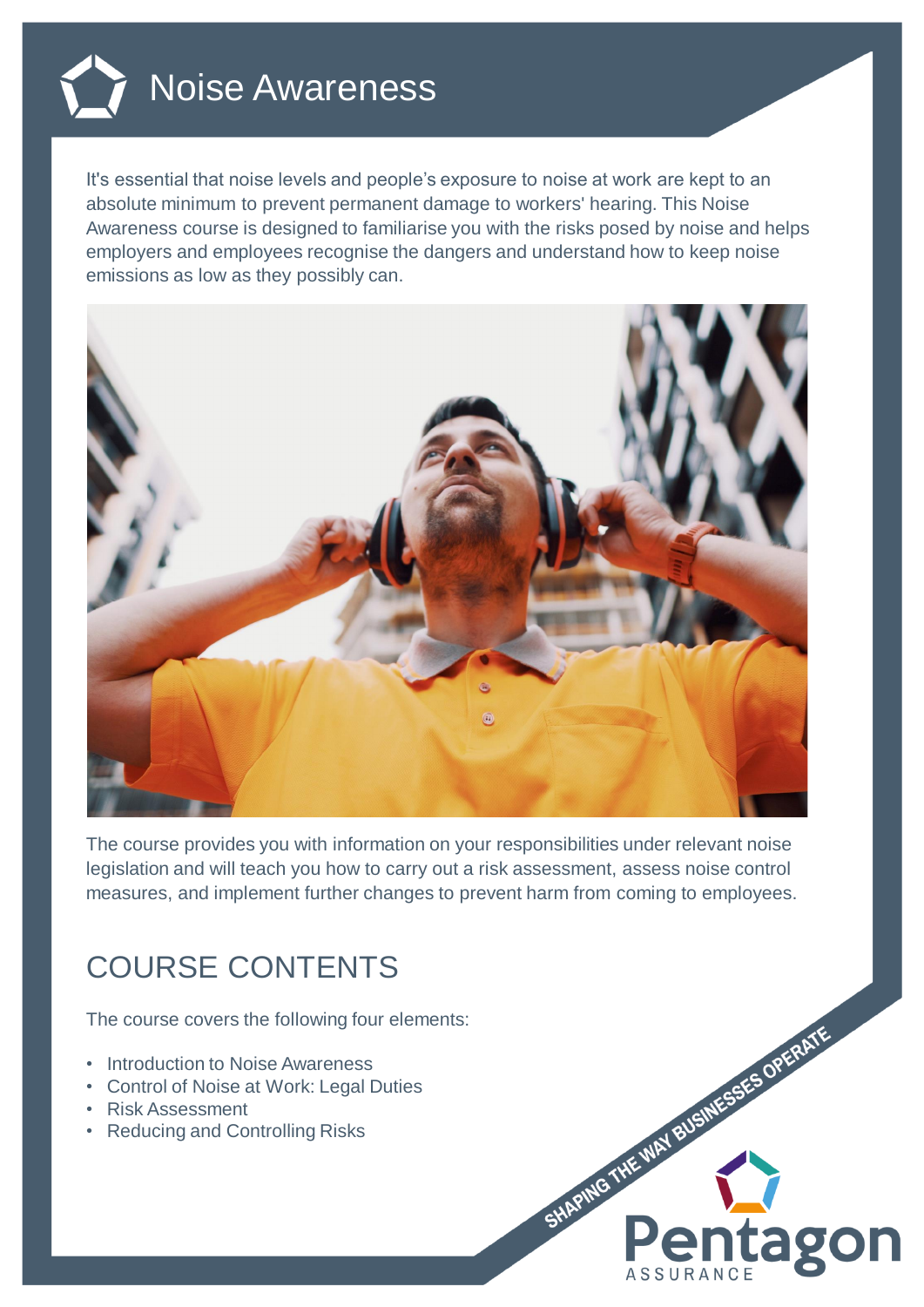# Noise Awareness

It's essential that noise levels and people's exposure to noise at work are kept to an absolute minimum to prevent permanent damage to workers' hearing. This Noise Awareness course is designed to familiarise you with the risks posed by noise and helps employers and employees recognise the dangers and understand how to keep noise emissions as low as they possibly can.

The course provides you with information on your responsibilities under relevant noise legislation and will teach you how to carry out a risk assessment, assess noise control measures, and implement further changes to prevent harm from coming to employees.

## COURSE CONTENTS

The course covers the following four elements:

- Introduction to Noise Awareness
- Control of Noise at Work: Legal Duties
- Risk Assessment
- Reducing and Controlling Risks

SHAPING THE WAY BUSINESSES OPERATE

Pentagon ASSURANCE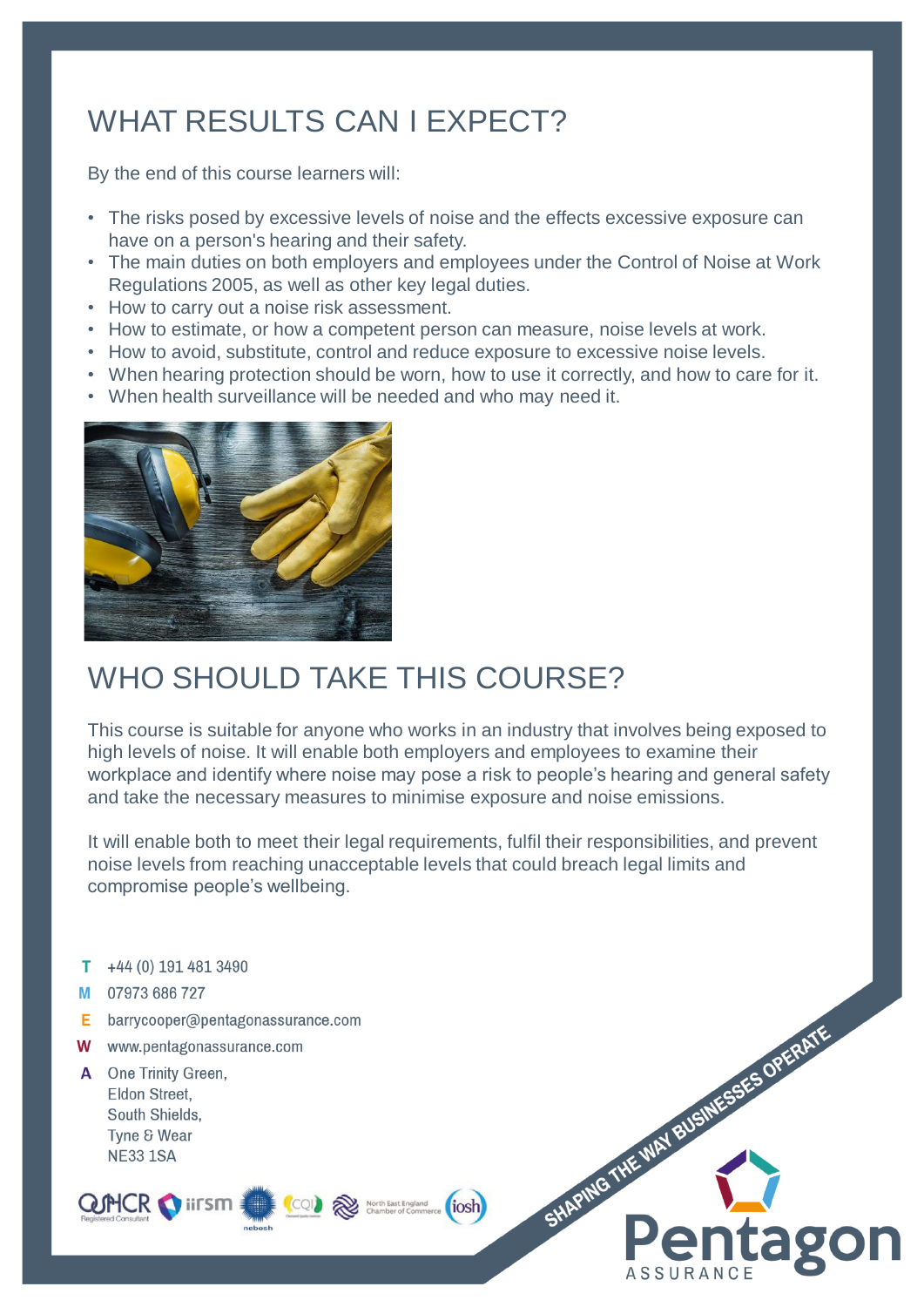# WHAT RESULTS CAN I EXPECT?

By the end of this course learners will:

- The risks posed by excessive levels of noise and the effects excessive exposure can have on a person's hearing and their safety.
- The main duties on both employers and employees under the Control of Noise at Work Regulations 2005, as well as other key legal duties.
- How to carry out a noise risk assessment.
- How to estimate, or how a competent person can measure, noise levels at work.
- How to avoid, substitute, control and reduce exposure to excessive noise levels.
- When hearing protection should be worn, how to use it correctly, and how to care for it.
- When health surveillance will be needed and who may need it.

# WHO SHOULD TAKE THIS COURSE?

This course is suitable for anyone who works in an industry that involves being exposed to high levels of noise. It will enable both employers and employees to examine their workplace and identify where noise may pose a risk to people's hearing and general safety and take the necessary measures to minimise exposure and noise emissions.

It will enable both to meet their legal requirements, fulfil their responsibilities, and prevent noise levels from reaching unacceptable levels that could breach legal limits and compromise people's wellbeing.

**T** +44 (0) 191 481 3490
**M** 07973 686 727
**E** barrycooper@pentagonassurance.com
**W** www.pentagonassurance.com
**A** One Trinity Green,
Eldon Street,
South Shields,
Tyne & Wear
NE33 1SA

SHAPING THE WAY BUSINESSES OPERATE

Pentagon ASSURANCE